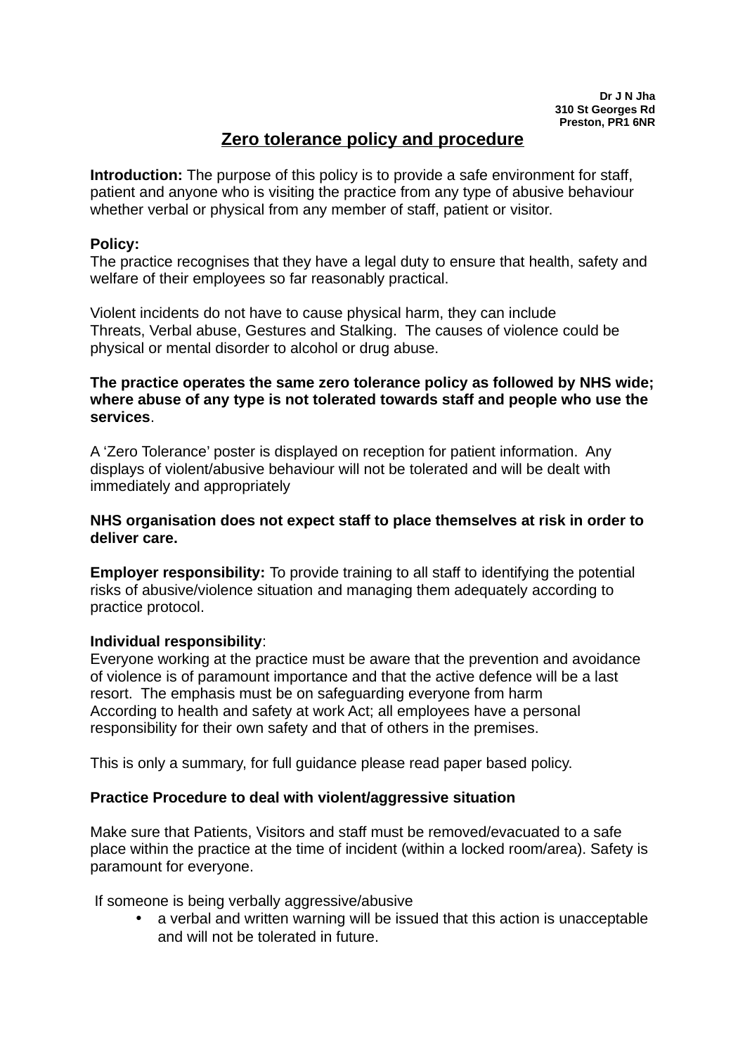**Dr J N Jha**
**310 St Georges Rd**
**Preston, PR1 6NR**

# Zero tolerance policy and procedure

**Introduction:** The purpose of this policy is to provide a safe environment for staff, patient and anyone who is visiting the practice from any type of abusive behaviour whether verbal or physical from any member of staff, patient or visitor.

**Policy:**
The practice recognises that they have a legal duty to ensure that health, safety and welfare of their employees so far reasonably practical.

Violent incidents do not have to cause physical harm, they can include Threats, Verbal abuse, Gestures and Stalking. The causes of violence could be physical or mental disorder to alcohol or drug abuse.

**The practice operates the same zero tolerance policy as followed by NHS wide; where abuse of any type is not tolerated towards staff and people who use the services**.

A 'Zero Tolerance' poster is displayed on reception for patient information. Any displays of violent/abusive behaviour will not be tolerated and will be dealt with immediately and appropriately

**NHS organisation does not expect staff to place themselves at risk in order to deliver care.**

**Employer responsibility:** To provide training to all staff to identifying the potential risks of abusive/violence situation and managing them adequately according to practice protocol.

**Individual responsibility**:
Everyone working at the practice must be aware that the prevention and avoidance of violence is of paramount importance and that the active defence will be a last resort. The emphasis must be on safeguarding everyone from harm
According to health and safety at work Act; all employees have a personal responsibility for their own safety and that of others in the premises.

This is only a summary, for full guidance please read paper based policy.

**Practice Procedure to deal with violent/aggressive situation**

Make sure that Patients, Visitors and staff must be removed/evacuated to a safe place within the practice at the time of incident (within a locked room/area). Safety is paramount for everyone.

If someone is being verbally aggressive/abusive

- a verbal and written warning will be issued that this action is unacceptable and will not be tolerated in future.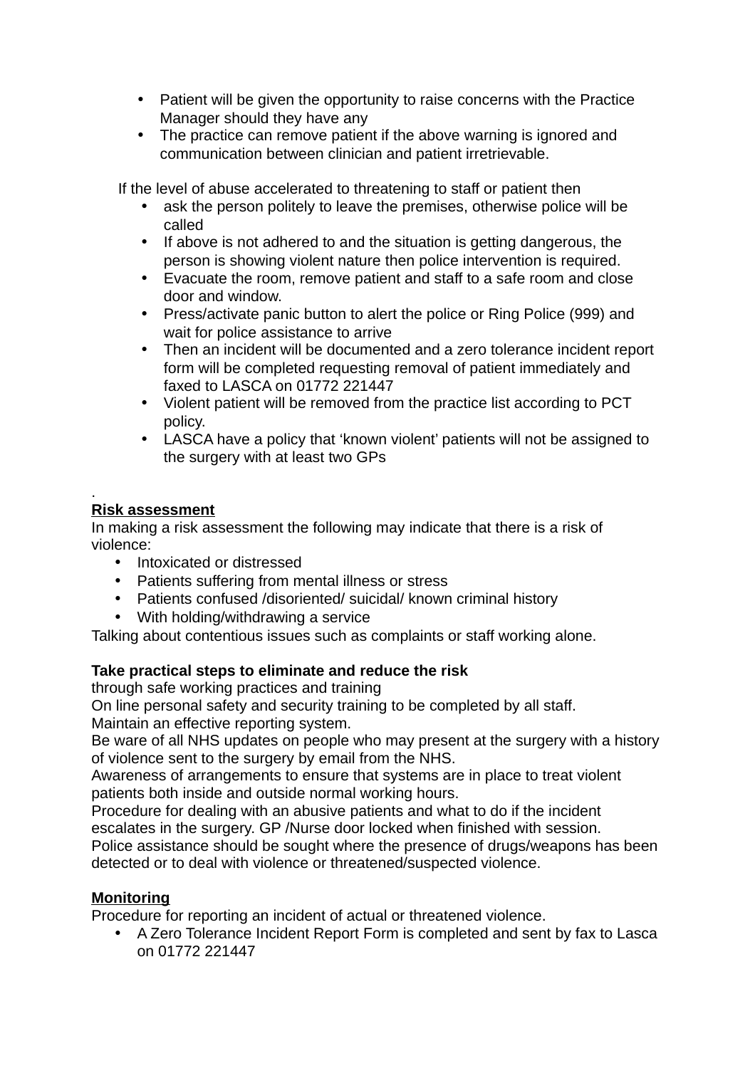- Patient will be given the opportunity to raise concerns with the Practice Manager should they have any
- The practice can remove patient if the above warning is ignored and communication between clinician and patient irretrievable.

If the level of abuse accelerated to threatening to staff or patient then

- ask the person politely to leave the premises, otherwise police will be called
- If above is not adhered to and the situation is getting dangerous, the person is showing violent nature then police intervention is required.
- Evacuate the room, remove patient and staff to a safe room and close door and window.
- Press/activate panic button to alert the police or Ring Police (999) and wait for police assistance to arrive
- Then an incident will be documented and a zero tolerance incident report form will be completed requesting removal of patient immediately and faxed to LASCA on 01772 221447
- Violent patient will be removed from the practice list according to PCT policy.
- LASCA have a policy that 'known violent' patients will not be assigned to the surgery with at least two GPs

.

**Risk assessment**

In making a risk assessment the following may indicate that there is a risk of violence:

- Intoxicated or distressed
- Patients suffering from mental illness or stress
- Patients confused /disoriented/ suicidal/ known criminal history
- With holding/withdrawing a service

Talking about contentious issues such as complaints or staff working alone.

**Take practical steps to eliminate and reduce the risk**

through safe working practices and training

On line personal safety and security training to be completed by all staff.

Maintain an effective reporting system.

Be ware of all NHS updates on people who may present at the surgery with a history of violence sent to the surgery by email from the NHS.

Awareness of arrangements to ensure that systems are in place to treat violent patients both inside and outside normal working hours.

Procedure for dealing with an abusive patients and what to do if the incident escalates in the surgery. GP /Nurse door locked when finished with session.

Police assistance should be sought where the presence of drugs/weapons has been detected or to deal with violence or threatened/suspected violence.

**Monitoring**

Procedure for reporting an incident of actual or threatened violence.

- A Zero Tolerance Incident Report Form is completed and sent by fax to Lasca on 01772 221447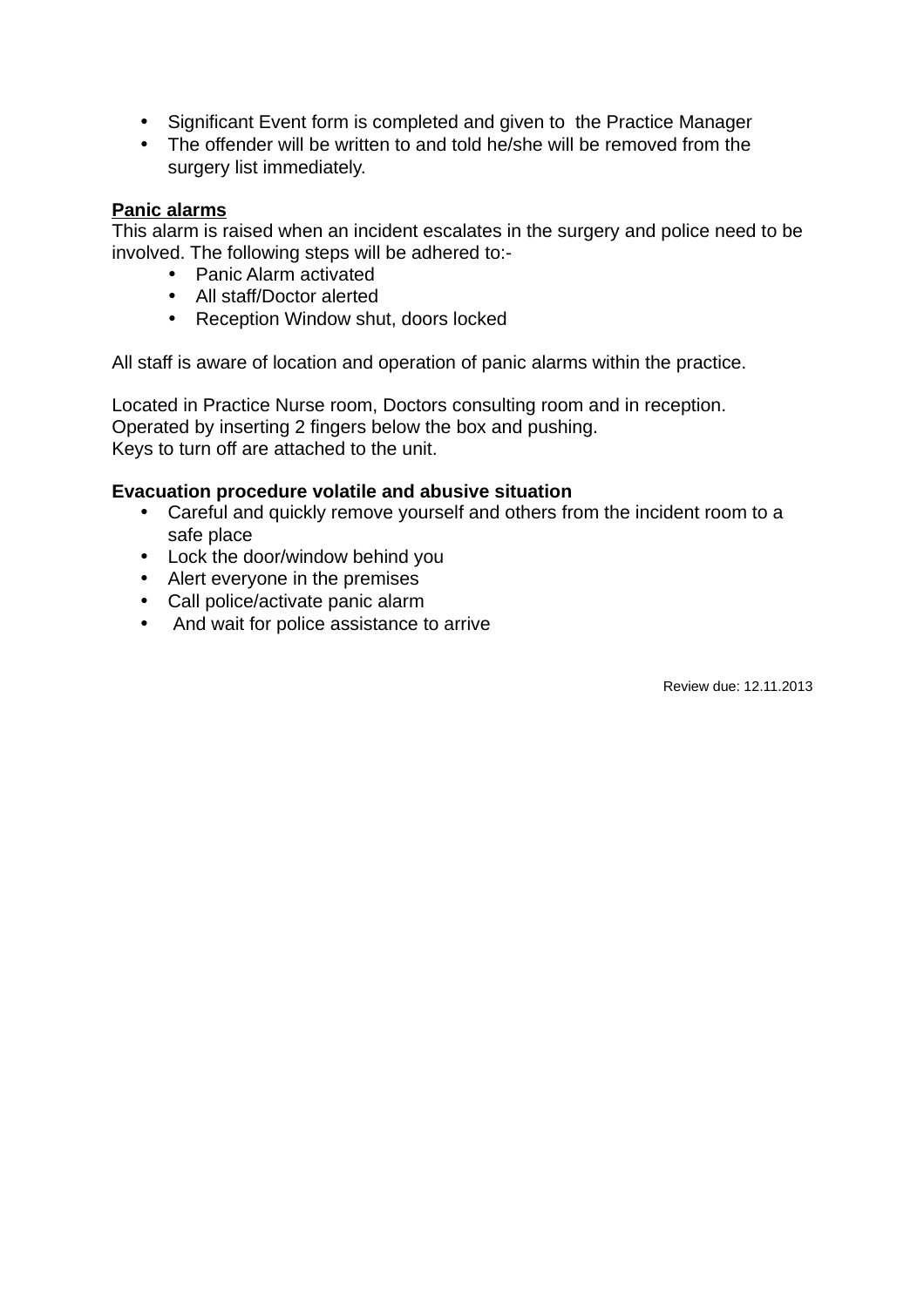- Significant Event form is completed and given to the Practice Manager
- The offender will be written to and told he/she will be removed from the surgery list immediately.

**Panic alarms**

This alarm is raised when an incident escalates in the surgery and police need to be involved. The following steps will be adhered to:-

- Panic Alarm activated
- All staff/Doctor alerted
- Reception Window shut, doors locked

All staff is aware of location and operation of panic alarms within the practice.

Located in Practice Nurse room, Doctors consulting room and in reception.
Operated by inserting 2 fingers below the box and pushing.
Keys to turn off are attached to the unit.

**Evacuation procedure volatile and abusive situation**

- Careful and quickly remove yourself and others from the incident room to a safe place
- Lock the door/window behind you
- Alert everyone in the premises
- Call police/activate panic alarm
- And wait for police assistance to arrive

Review due: 12.11.2013